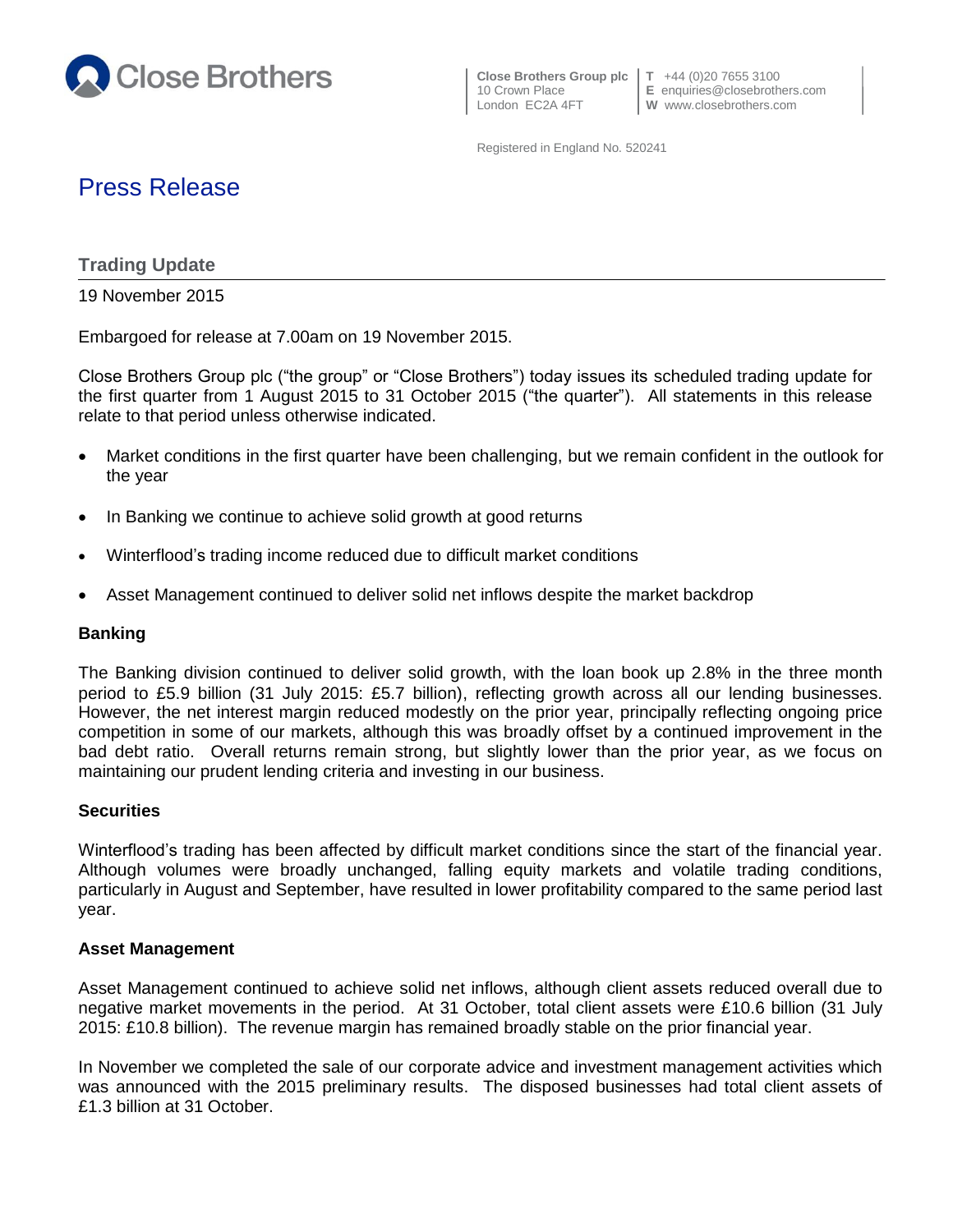Close Brothers

**Close Brothers Group plc**
10 Crown Place
London EC2A 4FT

**T** +44 (0)20 7655 3100
**E** enquiries@closebrothers.com
**W** www.closebrothers.com

Registered in England No. 520241

# Press Release

## Trading Update

19 November 2015

Embargoed for release at 7.00am on 19 November 2015.

Close Brothers Group plc ("the group" or "Close Brothers") today issues its scheduled trading update for the first quarter from 1 August 2015 to 31 October 2015 ("the quarter"). All statements in this release relate to that period unless otherwise indicated.

- Market conditions in the first quarter have been challenging, but we remain confident in the outlook for the year
- In Banking we continue to achieve solid growth at good returns
- Winterflood's trading income reduced due to difficult market conditions
- Asset Management continued to deliver solid net inflows despite the market backdrop

### Banking

The Banking division continued to deliver solid growth, with the loan book up 2.8% in the three month period to £5.9 billion (31 July 2015: £5.7 billion), reflecting growth across all our lending businesses. However, the net interest margin reduced modestly on the prior year, principally reflecting ongoing price competition in some of our markets, although this was broadly offset by a continued improvement in the bad debt ratio. Overall returns remain strong, but slightly lower than the prior year, as we focus on maintaining our prudent lending criteria and investing in our business.

### Securities

Winterflood's trading has been affected by difficult market conditions since the start of the financial year. Although volumes were broadly unchanged, falling equity markets and volatile trading conditions, particularly in August and September, have resulted in lower profitability compared to the same period last year.

### Asset Management

Asset Management continued to achieve solid net inflows, although client assets reduced overall due to negative market movements in the period. At 31 October, total client assets were £10.6 billion (31 July 2015: £10.8 billion). The revenue margin has remained broadly stable on the prior financial year.

In November we completed the sale of our corporate advice and investment management activities which was announced with the 2015 preliminary results. The disposed businesses had total client assets of £1.3 billion at 31 October.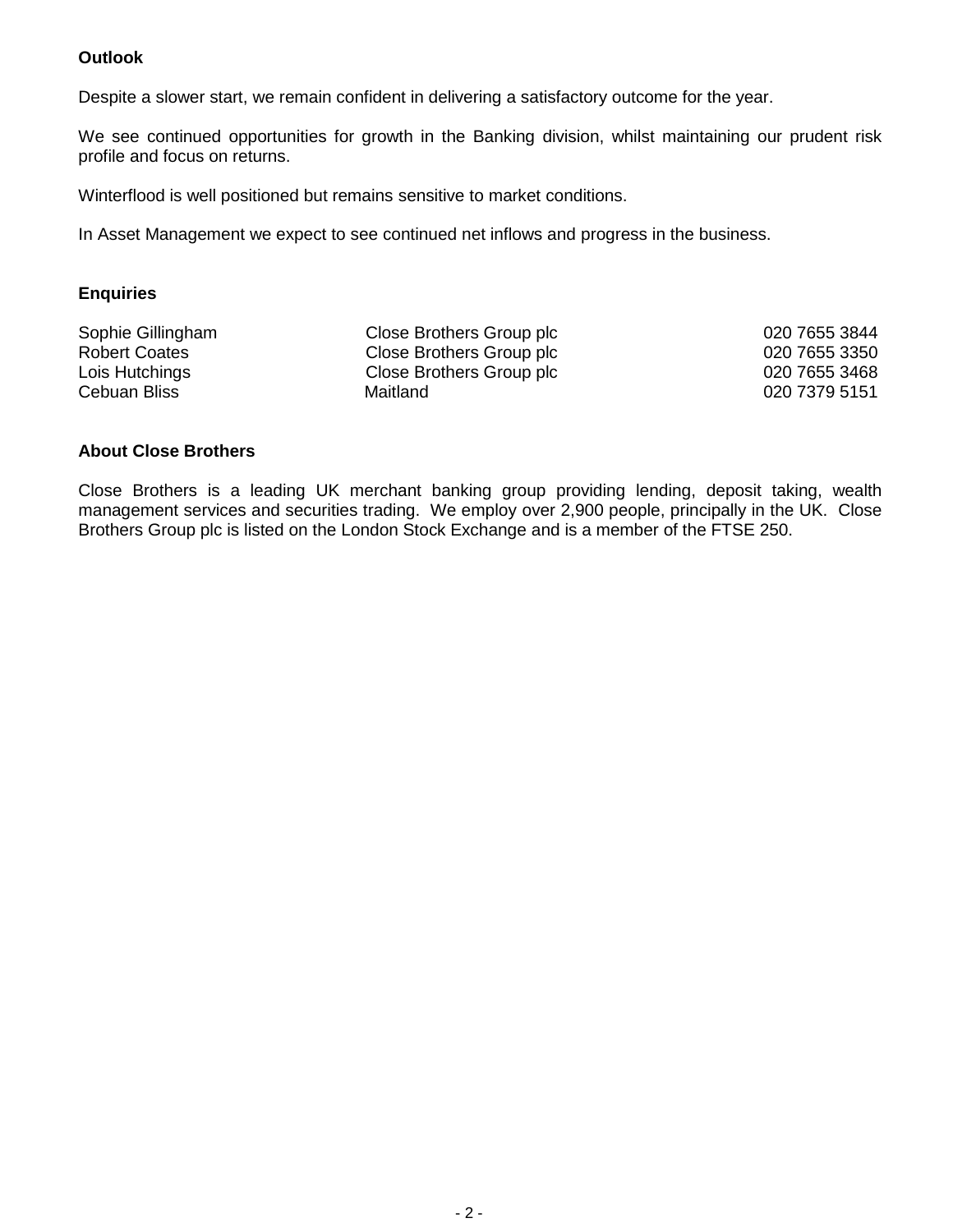**Outlook**

Despite a slower start, we remain confident in delivering a satisfactory outcome for the year.

We see continued opportunities for growth in the Banking division, whilst maintaining our prudent risk profile and focus on returns.

Winterflood is well positioned but remains sensitive to market conditions.

In Asset Management we expect to see continued net inflows and progress in the business.

**Enquiries**

| | | |
|---|---|---|
| Sophie Gillingham | Close Brothers Group plc | 020 7655 3844 |
| Robert Coates | Close Brothers Group plc | 020 7655 3350 |
| Lois Hutchings | Close Brothers Group plc | 020 7655 3468 |
| Cebuan Bliss | Maitland | 020 7379 5151 |

**About Close Brothers**

Close Brothers is a leading UK merchant banking group providing lending, deposit taking, wealth management services and securities trading. We employ over 2,900 people, principally in the UK. Close Brothers Group plc is listed on the London Stock Exchange and is a member of the FTSE 250.